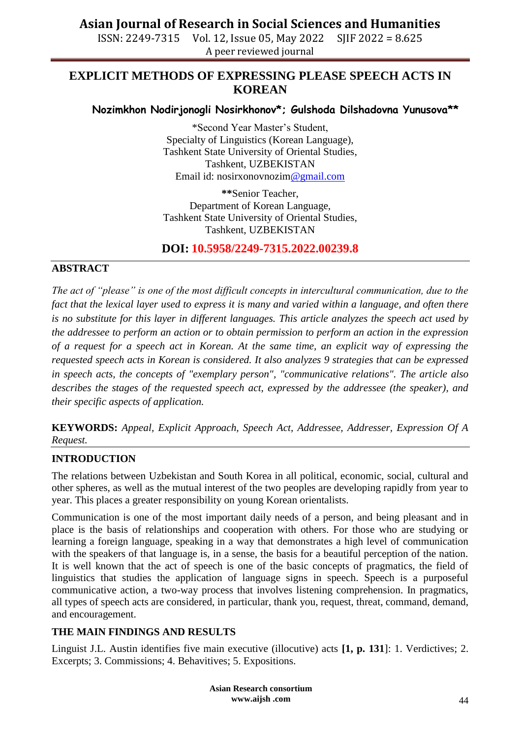# EXPLICIT METHODS OF EXPRESSING PLEASE SPEECH ACTS IN KOREAN

**Nozimkhon Nodirjonogli Nosirkhonov\*; Gulshoda Dilshadovna Yunusova\*\***

\*Second Year Master's Student,
Specialty of Linguistics (Korean Language),
Tashkent State University of Oriental Studies,
Tashkent, UZBEKISTAN
Email id: nosirxonovnozim@gmail.com

\*\*Senior Teacher,
Department of Korean Language,
Tashkent State University of Oriental Studies,
Tashkent, UZBEKISTAN

**DOI: 10.5958/2249-7315.2022.00239.8**

## ABSTRACT

*The act of "please" is one of the most difficult concepts in intercultural communication, due to the fact that the lexical layer used to express it is many and varied within a language, and often there is no substitute for this layer in different languages. This article analyzes the speech act used by the addressee to perform an action or to obtain permission to perform an action in the expression of a request for a speech act in Korean. At the same time, an explicit way of expressing the requested speech acts in Korean is considered. It also analyzes 9 strategies that can be expressed in speech acts, the concepts of "exemplary person", "communicative relations". The article also describes the stages of the requested speech act, expressed by the addressee (the speaker), and their specific aspects of application.*

**KEYWORDS:** *Appeal, Explicit Approach, Speech Act, Addressee, Addresser, Expression Of A Request.*

## INTRODUCTION

The relations between Uzbekistan and South Korea in all political, economic, social, cultural and other spheres, as well as the mutual interest of the two peoples are developing rapidly from year to year. This places a greater responsibility on young Korean orientalists.

Communication is one of the most important daily needs of a person, and being pleasant and in place is the basis of relationships and cooperation with others. For those who are studying or learning a foreign language, speaking in a way that demonstrates a high level of communication with the speakers of that language is, in a sense, the basis for a beautiful perception of the nation. It is well known that the act of speech is one of the basic concepts of pragmatics, the field of linguistics that studies the application of language signs in speech. Speech is a purposeful communicative action, a two-way process that involves listening comprehension. In pragmatics, all types of speech acts are considered, in particular, thank you, request, threat, command, demand, and encouragement.

## THE MAIN FINDINGS AND RESULTS

Linguist J.L. Austin identifies five main executive (illocutive) acts **[1, p. 131]**: 1. Verdictives; 2. Excerpts; 3. Commissions; 4. Behavitives; 5. Expositions.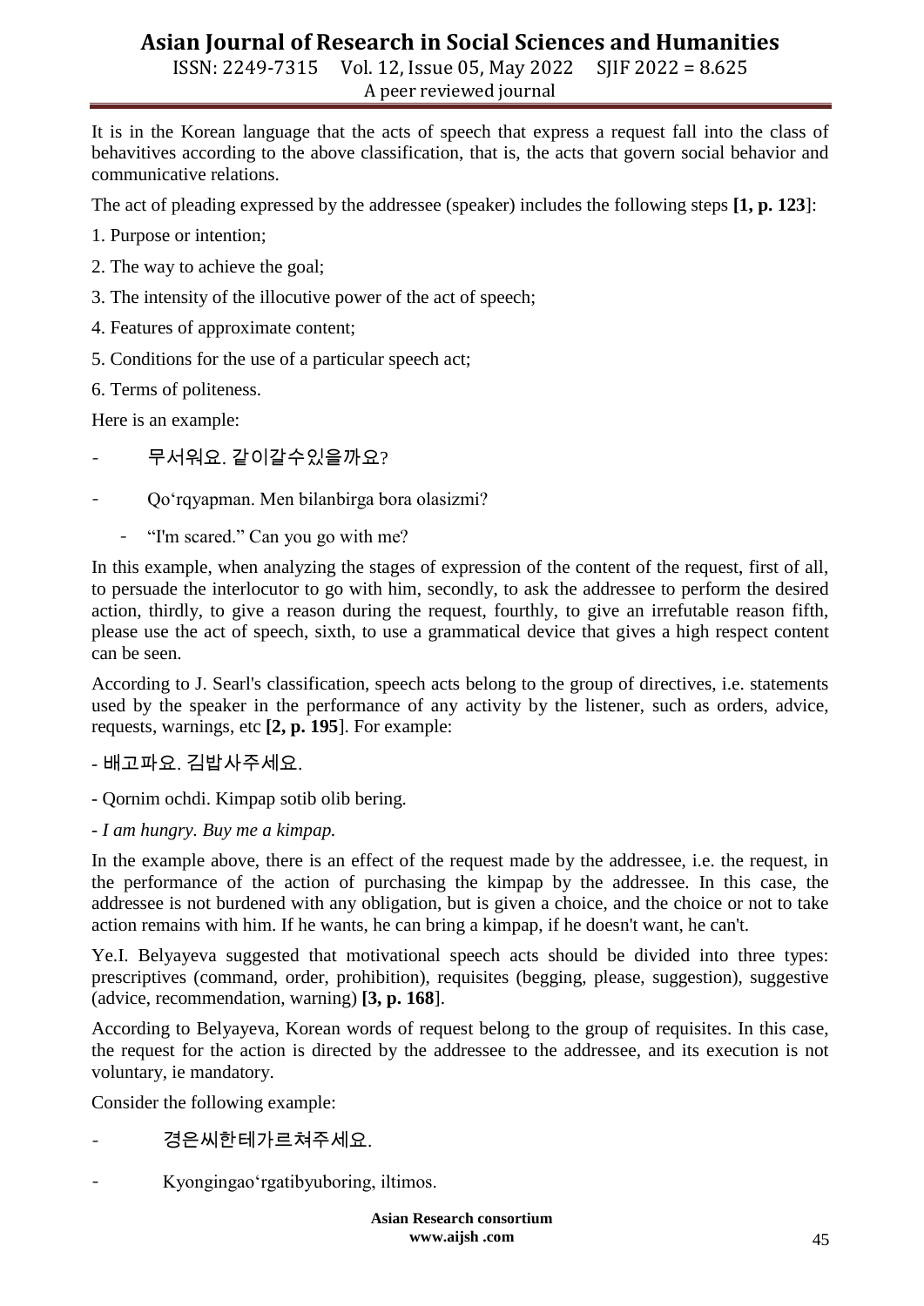It is in the Korean language that the acts of speech that express a request fall into the class of behavitives according to the above classification, that is, the acts that govern social behavior and communicative relations.

The act of pleading expressed by the addressee (speaker) includes the following steps **[1, p. 123**]:

1. Purpose or intention;
2. The way to achieve the goal;
3. The intensity of the illocutive power of the act of speech;
4. Features of approximate content;
5. Conditions for the use of a particular speech act;
6. Terms of politeness.

Here is an example:

- 무서워요. 같이갈수있을까요?
- Qo'rqyapman. Men bilanbirga bora olasizmi?
  - "I'm scared." Can you go with me?

In this example, when analyzing the stages of expression of the content of the request, first of all, to persuade the interlocutor to go with him, secondly, to ask the addressee to perform the desired action, thirdly, to give a reason during the request, fourthly, to give an irrefutable reason fifth, please use the act of speech, sixth, to use a grammatical device that gives a high respect content can be seen.

According to J. Searl's classification, speech acts belong to the group of directives, i.e. statements used by the speaker in the performance of any activity by the listener, such as orders, advice, requests, warnings, etc **[2, p. 195**]. For example:

- 배고파요. 김밥사주세요.
- Qornim ochdi. Kimpap sotib olib bering.
- *I am hungry. Buy me a kimpap.*

In the example above, there is an effect of the request made by the addressee, i.e. the request, in the performance of the action of purchasing the kimpap by the addressee. In this case, the addressee is not burdened with any obligation, but is given a choice, and the choice or not to take action remains with him. If he wants, he can bring a kimpap, if he doesn't want, he can't.

Ye.I. Belyayeva suggested that motivational speech acts should be divided into three types: prescriptives (command, order, prohibition), requisites (begging, please, suggestion), suggestive (advice, recommendation, warning) **[3, p. 168**].

According to Belyayeva, Korean words of request belong to the group of requisites. In this case, the request for the action is directed by the addressee to the addressee, and its execution is not voluntary, ie mandatory.

Consider the following example:

- 경은씨한테가르쳐주세요.
- Kyongingao'rgatibyuboring, iltimos.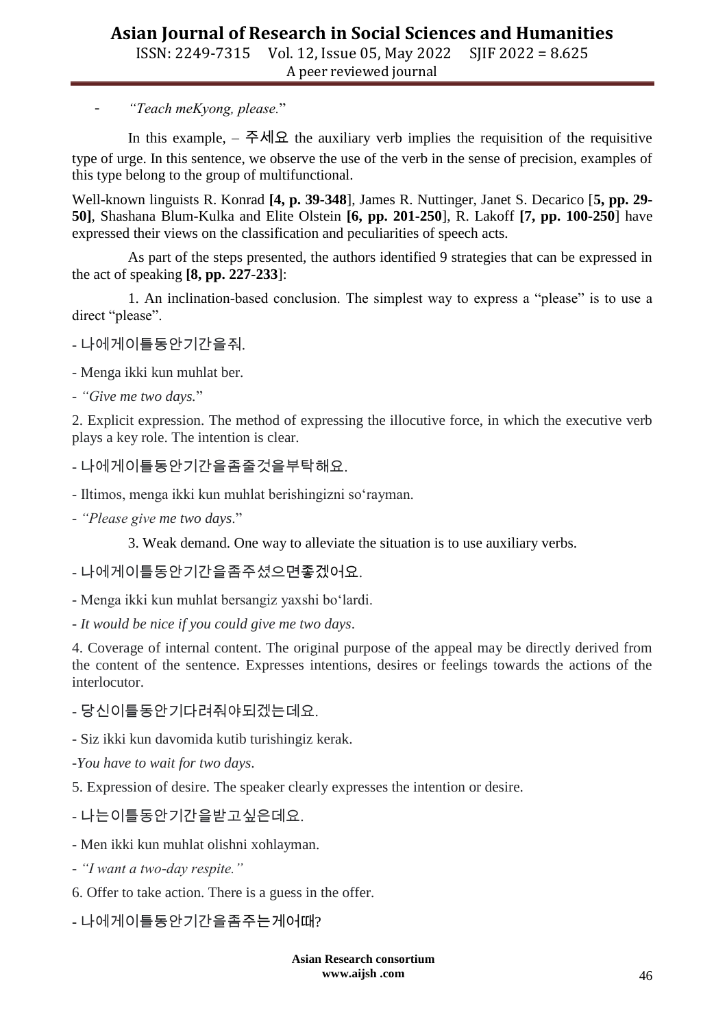- *"Teach meKyong, please.*"

In this example, – 주세요 the auxiliary verb implies the requisition of the requisitive type of urge. In this sentence, we observe the use of the verb in the sense of precision, examples of this type belong to the group of multifunctional.

Well-known linguists R. Konrad **[4, p. 39-348**], James R. Nuttinger, Janet S. Decarico [**5, pp. 29-50]**, Shashana Blum-Kulka and Elite Olstein **[6, pp. 201-250**], R. Lakoff **[7, pp. 100-250**] have expressed their views on the classification and peculiarities of speech acts.

As part of the steps presented, the authors identified 9 strategies that can be expressed in the act of speaking **[8, pp. 227-233**]:

1. An inclination-based conclusion. The simplest way to express a "please" is to use a direct "please".

- 나에게이틀동안기간을줘.

- Menga ikki kun muhlat ber.

- *"Give me two days.*"

2. Explicit expression. The method of expressing the illocutive force, in which the executive verb plays a key role. The intention is clear.

- 나에게이틀동안기간을좀줄것을부탁해요.

- Iltimos, menga ikki kun muhlat berishingizni so'rayman.

- *"Please give me two days*."

3. Weak demand. One way to alleviate the situation is to use auxiliary verbs.

- 나에게이틀동안기간을좀주셨으면좋겠어요.

- Menga ikki kun muhlat bersangiz yaxshi bo'lardi.

- *It would be nice if you could give me two days*.

4. Coverage of internal content. The original purpose of the appeal may be directly derived from the content of the sentence. Expresses intentions, desires or feelings towards the actions of the interlocutor.

- 당신이틀동안기다려줘야되겠는데요.

- Siz ikki kun davomida kutib turishingiz kerak.

-*You have to wait for two days*.

5. Expression of desire. The speaker clearly expresses the intention or desire.

- 나는이틀동안기간을받고싶은데요.

- Men ikki kun muhlat olishni xohlayman.

- *"I want a two-day respite."*

6. Offer to take action. There is a guess in the offer.

- 나에게이틀동안기간을좀주는게어때?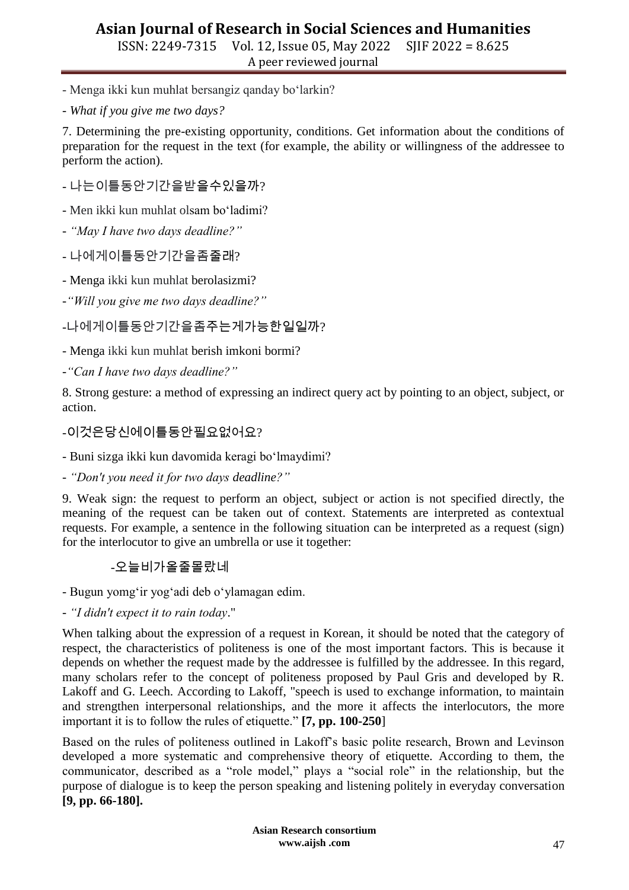- Menga ikki kun muhlat bersangiz qanday bo'larkin?

- *What if you give me two days?*

7. Determining the pre-existing opportunity, conditions. Get information about the conditions of preparation for the request in the text (for example, the ability or willingness of the addressee to perform the action).

- 나는이틀동안기간을받을수있을까?

- Men ikki kun muhlat olsam bo'ladimi?

- *"May I have two days deadline?"*

- 나에게이틀동안기간을좀줄래?

- Menga ikki kun muhlat berolasizmi?

-*"Will you give me two days deadline?"*

-나에게이틀동안기간을좀주는게가능한일일까?

- Menga ikki kun muhlat berish imkoni bormi?

-*"Can I have two days deadline?"*

8. Strong gesture: a method of expressing an indirect query act by pointing to an object, subject, or action.

-이것은당신에이틀동안필요없어요?

- Buni sizga ikki kun davomida keragi bo'lmaydimi?

- *"Don't you need it for two days deadline?"*

9. Weak sign: the request to perform an object, subject or action is not specified directly, the meaning of the request can be taken out of context. Statements are interpreted as contextual requests. For example, a sentence in the following situation can be interpreted as a request (sign) for the interlocutor to give an umbrella or use it together:

-오늘비가올줄몰랐네

- Bugun yomg'ir yog'adi deb o'ylamagan edim.

- *"I didn't expect it to rain today*."

When talking about the expression of a request in Korean, it should be noted that the category of respect, the characteristics of politeness is one of the most important factors. This is because it depends on whether the request made by the addressee is fulfilled by the addressee. In this regard, many scholars refer to the concept of politeness proposed by Paul Gris and developed by R. Lakoff and G. Leech. According to Lakoff, "speech is used to exchange information, to maintain and strengthen interpersonal relationships, and the more it affects the interlocutors, the more important it is to follow the rules of etiquette." **[7, pp. 100-250**]

Based on the rules of politeness outlined in Lakoff's basic polite research, Brown and Levinson developed a more systematic and comprehensive theory of etiquette. According to them, the communicator, described as a "role model," plays a "social role" in the relationship, but the purpose of dialogue is to keep the person speaking and listening politely in everyday conversation **[9, pp. 66-180].**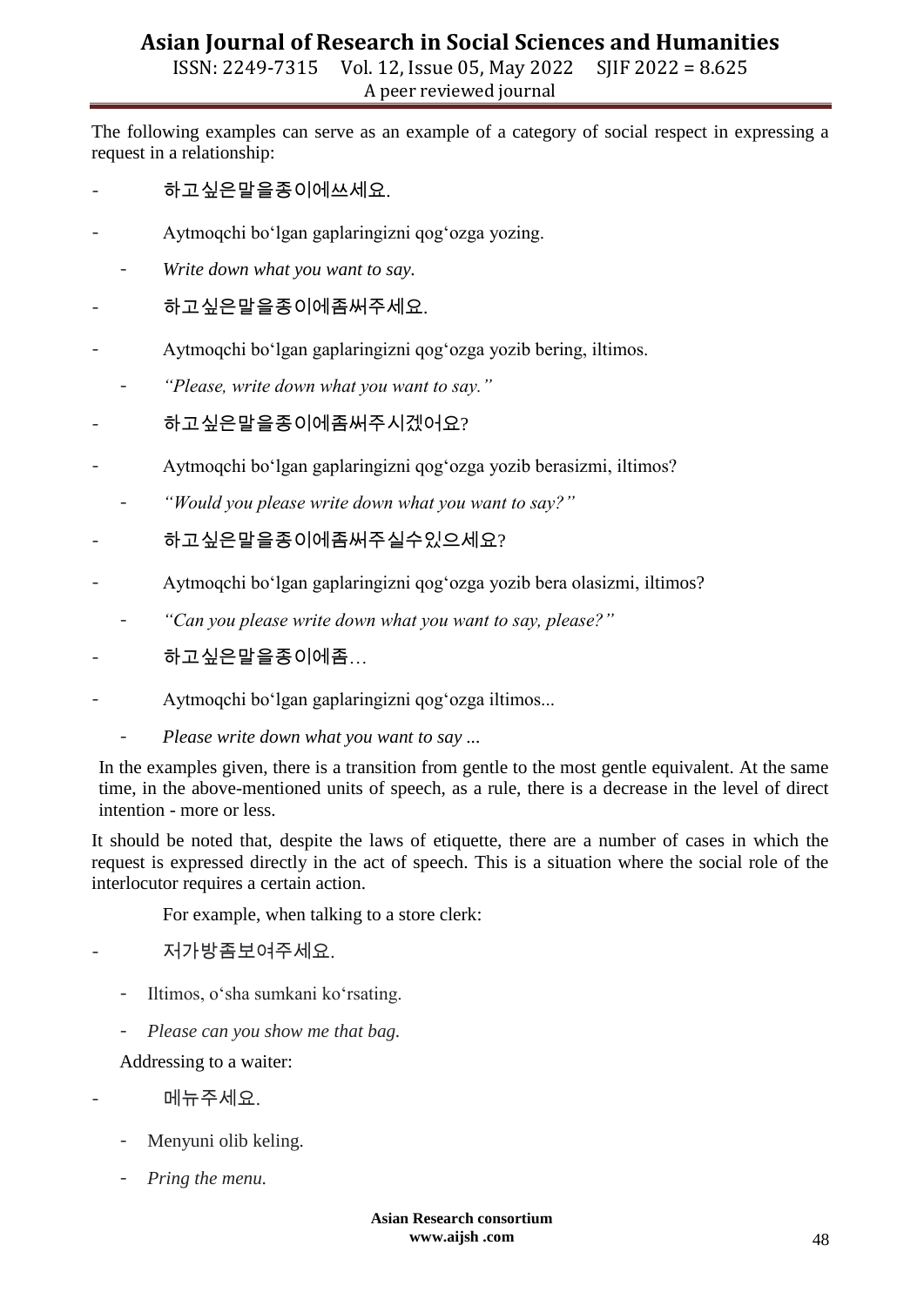The following examples can serve as an example of a category of social respect in expressing a request in a relationship:

- 하고싶은말을종이에쓰세요.
- Aytmoqchi bo‘lgan gaplaringizni qog‘ozga yozing.
  - *Write down what you want to say.*
- 하고싶은말을종이에좀써주세요.
- Aytmoqchi bo‘lgan gaplaringizni qog‘ozga yozib bering, iltimos.
  - *“Please, write down what you want to say.”*
- 하고싶은말을종이에좀써주시겠어요?
- Aytmoqchi bo‘lgan gaplaringizni qog‘ozga yozib berasizmi, iltimos?
  - *“Would you please write down what you want to say?”*
- 하고싶은말을종이에좀써주실수있으세요?
- Aytmoqchi bo‘lgan gaplaringizni qog‘ozga yozib bera olasizmi, iltimos?
  - *“Can you please write down what you want to say, please?”*
- 하고싶은말을종이에좀…
- Aytmoqchi bo‘lgan gaplaringizni qog‘ozga iltimos...
  - *Please write down what you want to say ...*

In the examples given, there is a transition from gentle to the most gentle equivalent. At the same time, in the above-mentioned units of speech, as a rule, there is a decrease in the level of direct intention - more or less.

It should be noted that, despite the laws of etiquette, there are a number of cases in which the request is expressed directly in the act of speech. This is a situation where the social role of the interlocutor requires a certain action.

For example, when talking to a store clerk:

- 저가방좀보여주세요.
  - Iltimos, o‘sha sumkani ko‘rsating.
  - *Please can you show me that bag.*

Addressing to a waiter:

- 메뉴주세요.
  - Menyuni olib keling.
  - *Pring the menu.*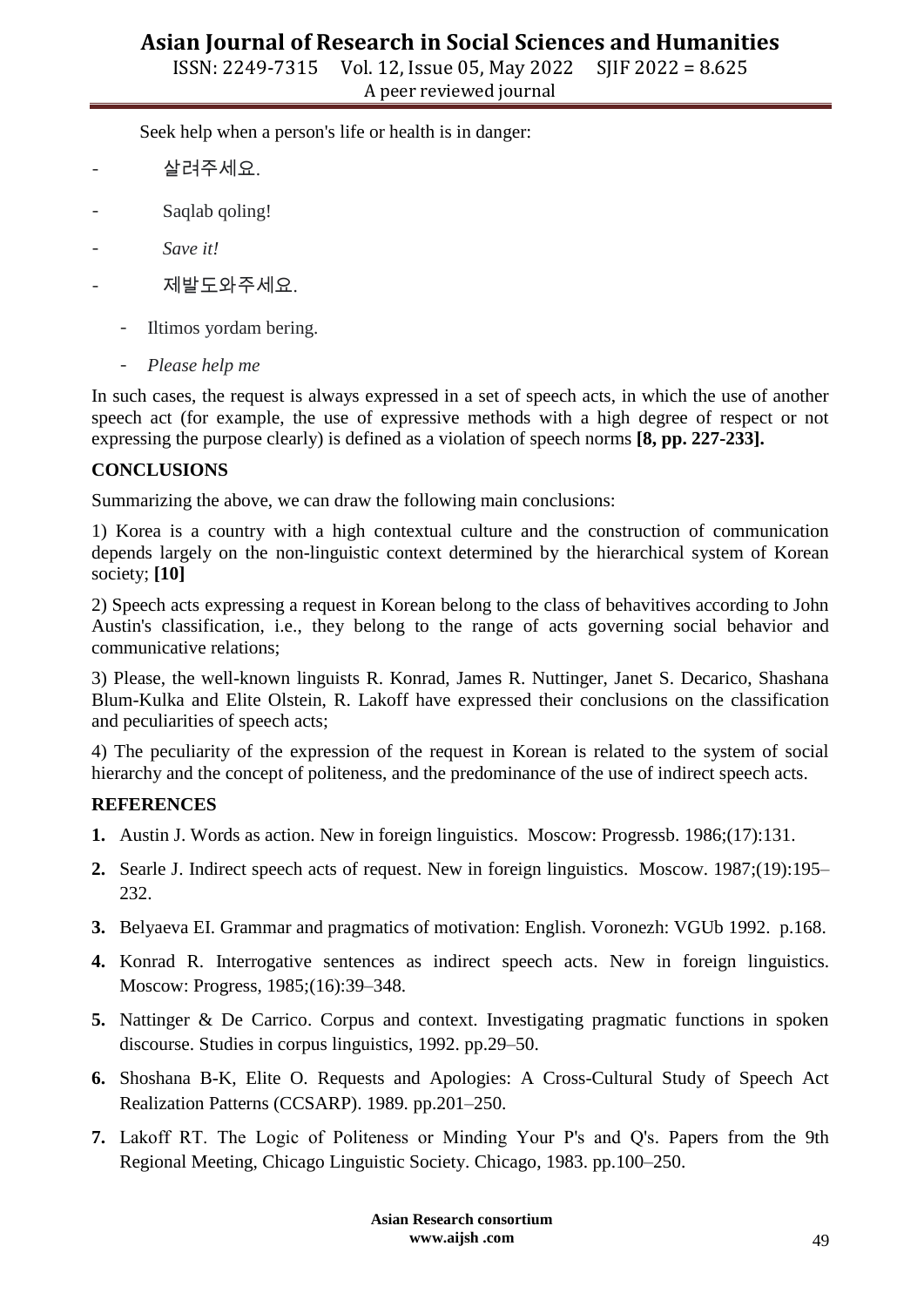Seek help when a person's life or health is in danger:

- 살려주세요.
- Saqlab qoling!
- *Save it!*
- 제발도와주세요.
- Iltimos yordam bering.
- *Please help me*

In such cases, the request is always expressed in a set of speech acts, in which the use of another speech act (for example, the use of expressive methods with a high degree of respect or not expressing the purpose clearly) is defined as a violation of speech norms **[8, pp. 227-233].**

## CONCLUSIONS

Summarizing the above, we can draw the following main conclusions:

1) Korea is a country with a high contextual culture and the construction of communication depends largely on the non-linguistic context determined by the hierarchical system of Korean society; **[10]**

2) Speech acts expressing a request in Korean belong to the class of behavitives according to John Austin's classification, i.e., they belong to the range of acts governing social behavior and communicative relations;

3) Please, the well-known linguists R. Konrad, James R. Nuttinger, Janet S. Decarico, Shashana Blum-Kulka and Elite Olstein, R. Lakoff have expressed their conclusions on the classification and peculiarities of speech acts;

4) The peculiarity of the expression of the request in Korean is related to the system of social hierarchy and the concept of politeness, and the predominance of the use of indirect speech acts.

## REFERENCES

1. Austin J. Words as action. New in foreign linguistics. Moscow: Progressb. 1986;(17):131.
2. Searle J. Indirect speech acts of request. New in foreign linguistics. Moscow. 1987;(19):195–232.
3. Belyaeva EI. Grammar and pragmatics of motivation: English. Voronezh: VGUb 1992. p.168.
4. Konrad R. Interrogative sentences as indirect speech acts. New in foreign linguistics. Moscow: Progress, 1985;(16):39–348.
5. Nattinger & De Carrico. Corpus and context. Investigating pragmatic functions in spoken discourse. Studies in corpus linguistics, 1992. pp.29–50.
6. Shoshana B-K, Elite O. Requests and Apologies: A Cross-Cultural Study of Speech Act Realization Patterns (CCSARP). 1989. pp.201–250.
7. Lakoff RT. The Logic of Politeness or Minding Your P's and Q's. Papers from the 9th Regional Meeting, Chicago Linguistic Society. Chicago, 1983. pp.100–250.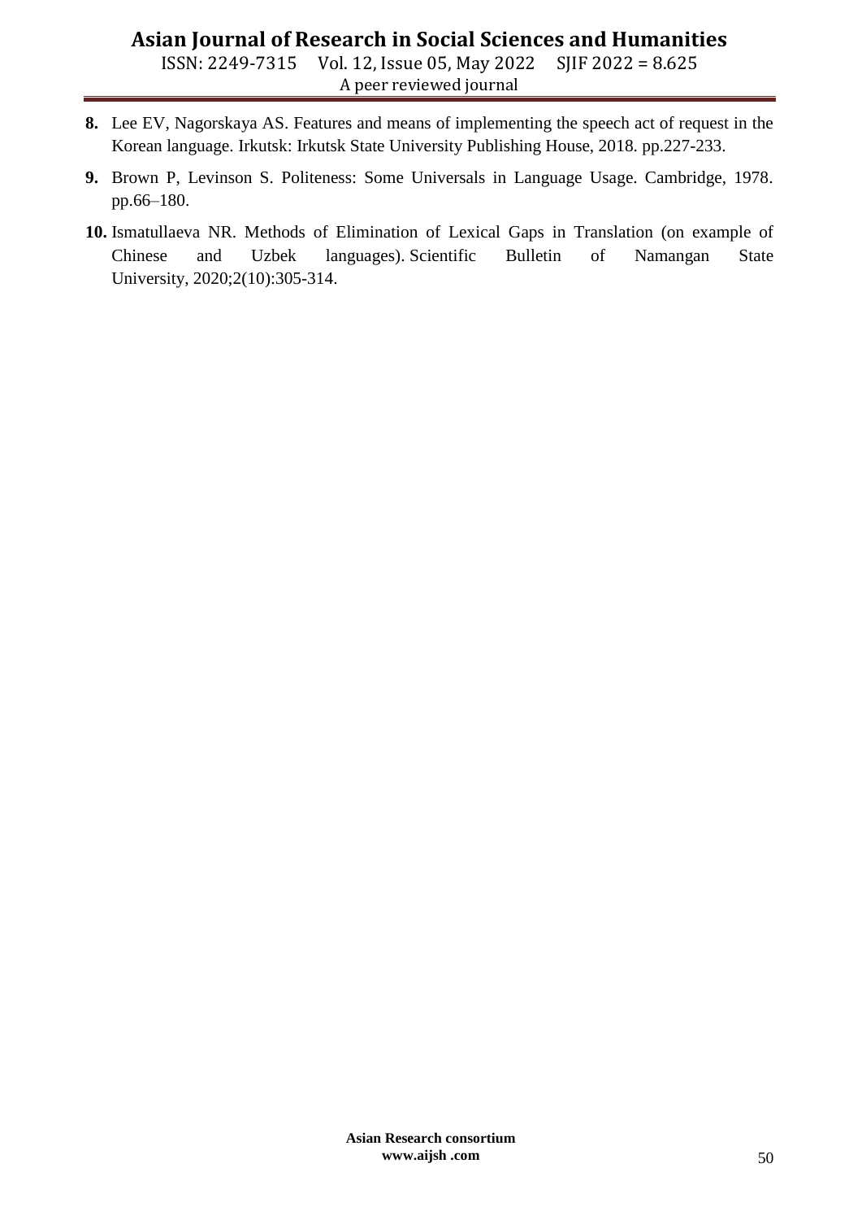8. Lee EV, Nagorskaya AS. Features and means of implementing the speech act of request in the Korean language. Irkutsk: Irkutsk State University Publishing House, 2018. pp.227-233.

9. Brown P, Levinson S. Politeness: Some Universals in Language Usage. Cambridge, 1978. pp.66–180.

10. Ismatullaeva NR. Methods of Elimination of Lexical Gaps in Translation (on example of Chinese and Uzbek languages). Scientific Bulletin of Namangan State University, 2020;2(10):305-314.